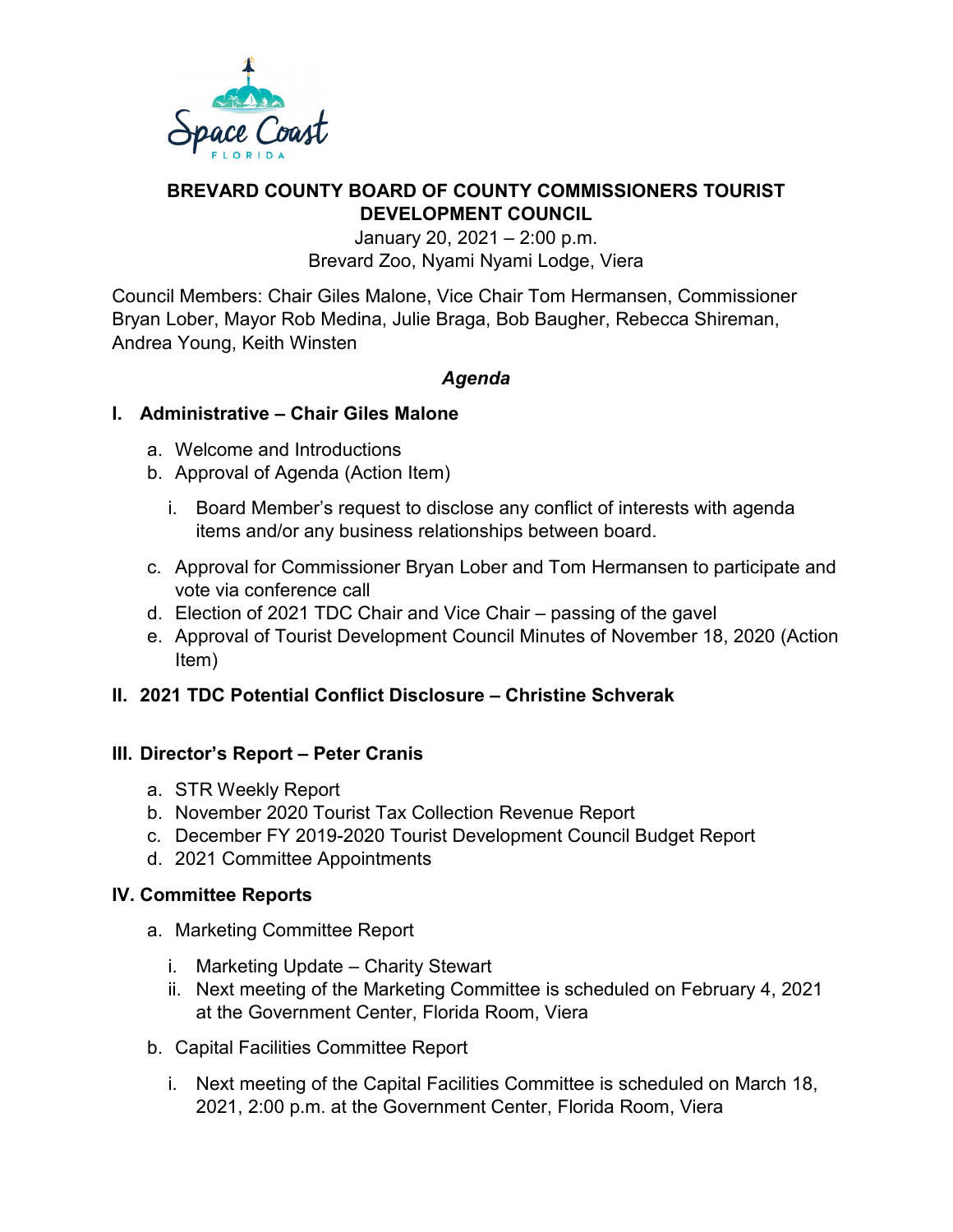**BREVARD COUNTY BOARD OF COUNTY COMMISSIONERS TOURIST DEVELOPMENT COUNCIL**

January 20, 2021 – 2:00 p.m.
Brevard Zoo, Nyami Nyami Lodge, Viera

Council Members: Chair Giles Malone, Vice Chair Tom Hermansen, Commissioner Bryan Lober, Mayor Rob Medina, Julie Braga, Bob Baugher, Rebecca Shireman, Andrea Young, Keith Winsten

***Agenda***

## I. Administrative – Chair Giles Malone

a. Welcome and Introductions
b. Approval of Agenda (Action Item)
   i. Board Member's request to disclose any conflict of interests with agenda items and/or any business relationships between board.
c. Approval for Commissioner Bryan Lober and Tom Hermansen to participate and vote via conference call
d. Election of 2021 TDC Chair and Vice Chair – passing of the gavel
e. Approval of Tourist Development Council Minutes of November 18, 2020 (Action Item)

## II. 2021 TDC Potential Conflict Disclosure – Christine Schverak

## III. Director's Report – Peter Cranis

a. STR Weekly Report
b. November 2020 Tourist Tax Collection Revenue Report
c. December FY 2019-2020 Tourist Development Council Budget Report
d. 2021 Committee Appointments

## IV. Committee Reports

a. Marketing Committee Report
   i. Marketing Update – Charity Stewart
   ii. Next meeting of the Marketing Committee is scheduled on February 4, 2021 at the Government Center, Florida Room, Viera
b. Capital Facilities Committee Report
   i. Next meeting of the Capital Facilities Committee is scheduled on March 18, 2021, 2:00 p.m. at the Government Center, Florida Room, Viera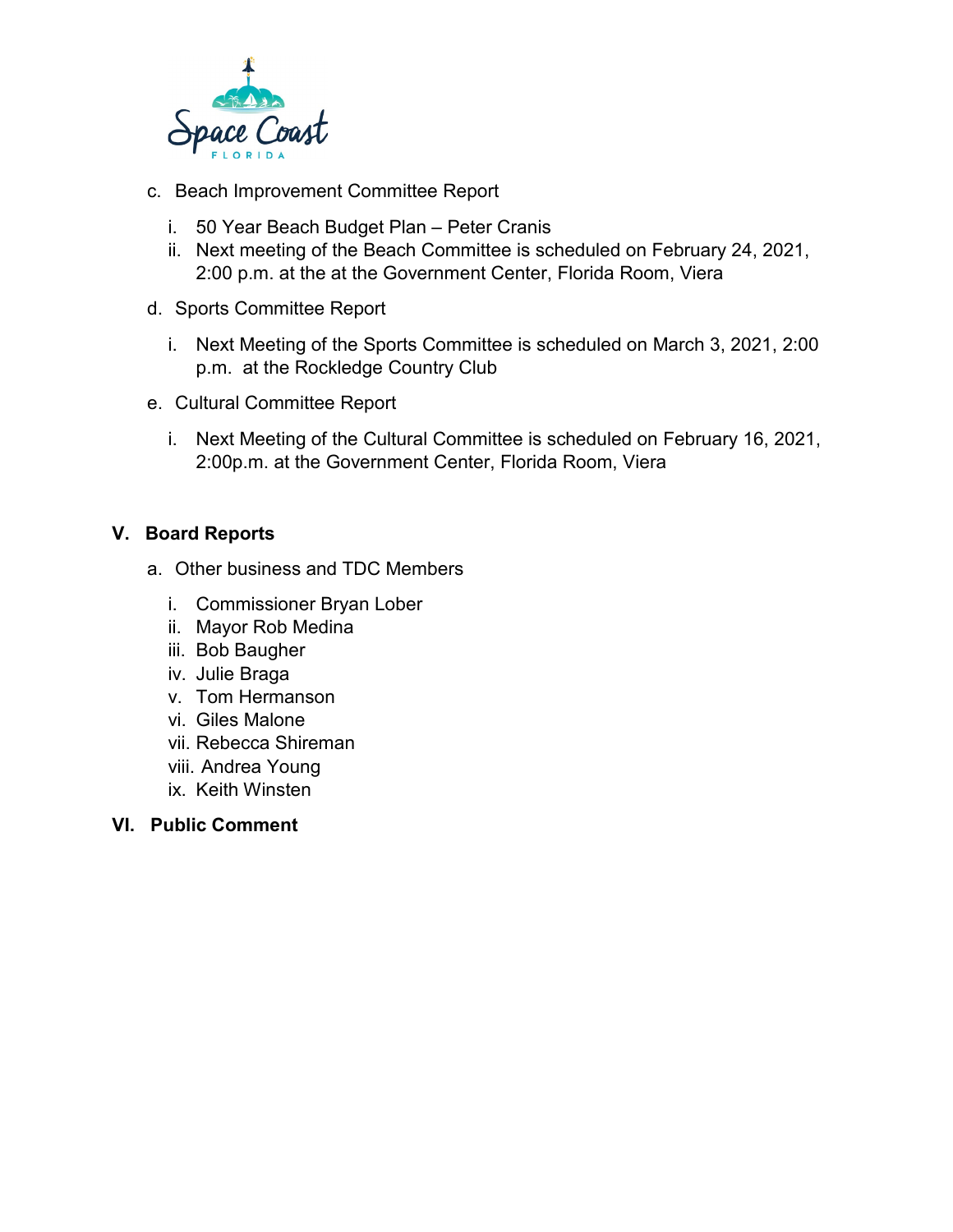c. Beach Improvement Committee Report

   i. 50 Year Beach Budget Plan – Peter Cranis
   ii. Next meeting of the Beach Committee is scheduled on February 24, 2021, 2:00 p.m. at the at the Government Center, Florida Room, Viera

d. Sports Committee Report

   i. Next Meeting of the Sports Committee is scheduled on March 3, 2021, 2:00 p.m. at the Rockledge Country Club

e. Cultural Committee Report

   i. Next Meeting of the Cultural Committee is scheduled on February 16, 2021, 2:00p.m. at the Government Center, Florida Room, Viera

## V. Board Reports

a. Other business and TDC Members

   i. Commissioner Bryan Lober
   ii. Mayor Rob Medina
   iii. Bob Baugher
   iv. Julie Braga
   v. Tom Hermanson
   vi. Giles Malone
   vii. Rebecca Shireman
   viii. Andrea Young
   ix. Keith Winsten

## VI. Public Comment